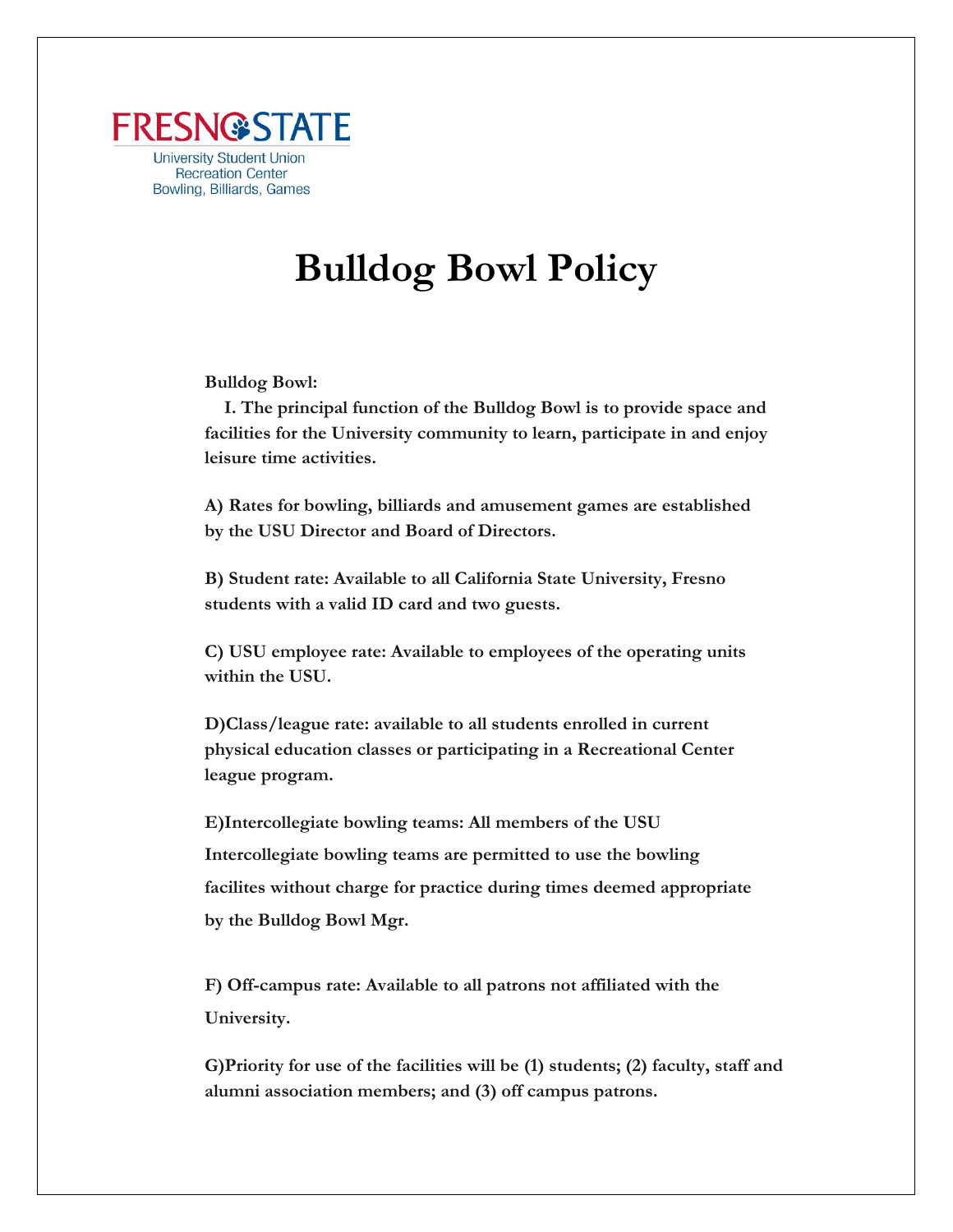FRESNO STATE

University Student Union
Recreation Center
Bowling, Billiards, Games

# Bulldog Bowl Policy

**Bulldog Bowl:**

**I. The principal function of the Bulldog Bowl is to provide space and facilities for the University community to learn, participate in and enjoy leisure time activities.**

**A) Rates for bowling, billiards and amusement games are established by the USU Director and Board of Directors.**

**B) Student rate: Available to all California State University, Fresno students with a valid ID card and two guests.**

**C) USU employee rate: Available to employees of the operating units within the USU.**

**D)Class/league rate: available to all students enrolled in current physical education classes or participating in a Recreational Center league program.**

**E)Intercollegiate bowling teams: All members of the USU Intercollegiate bowling teams are permitted to use the bowling facilites without charge for practice during times deemed appropriate by the Bulldog Bowl Mgr.**

**F) Off-campus rate: Available to all patrons not affiliated with the University.**

**G)Priority for use of the facilities will be (1) students; (2) faculty, staff and alumni association members; and (3) off campus patrons.**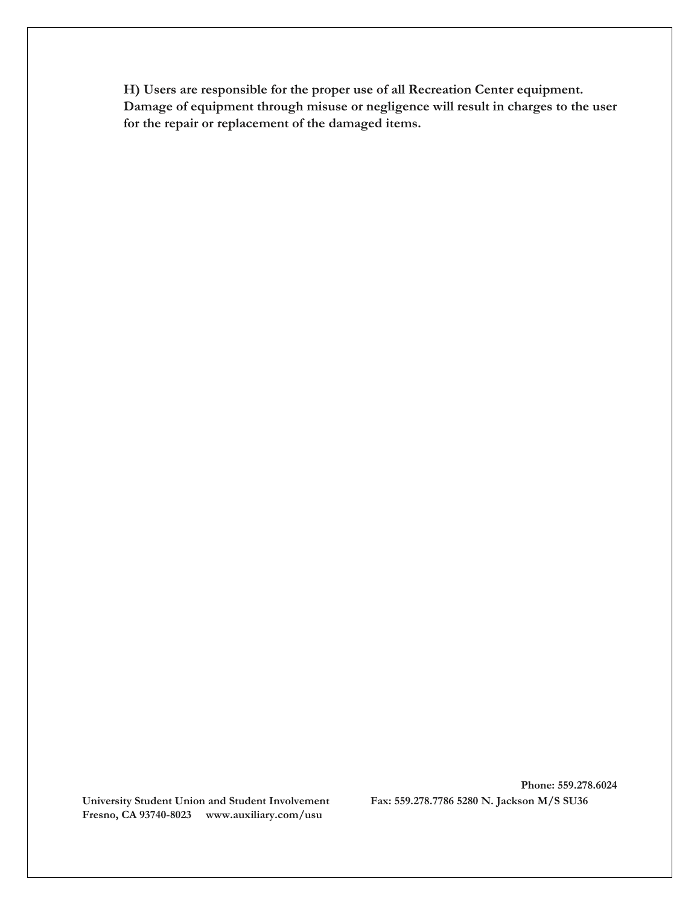**H) Users are responsible for the proper use of all Recreation Center equipment. Damage of equipment through misuse or negligence will result in charges to the user for the repair or replacement of the damaged items.**